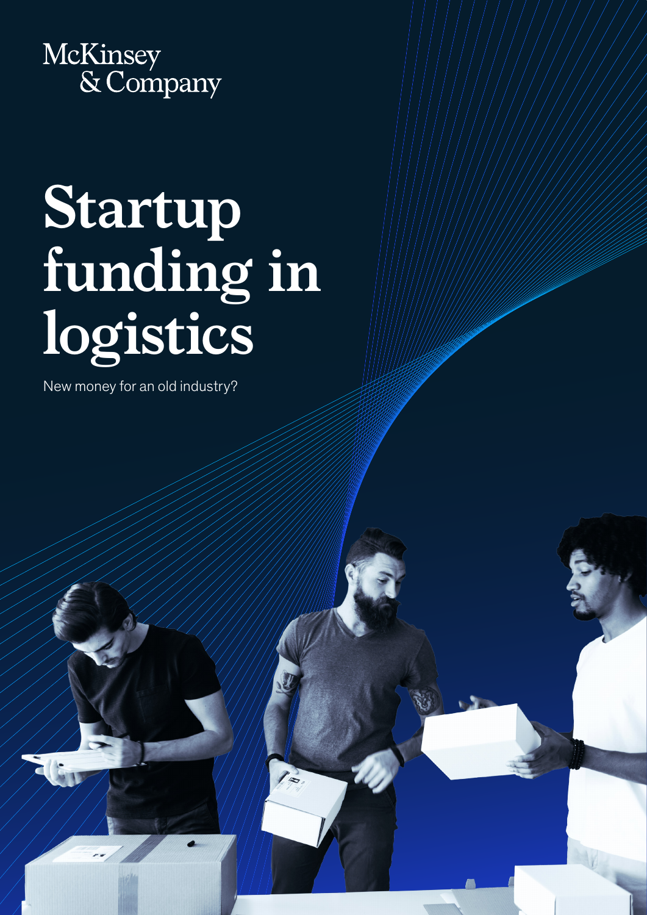McKinsey & Company

# Startup funding in logistics

New money for an old industry?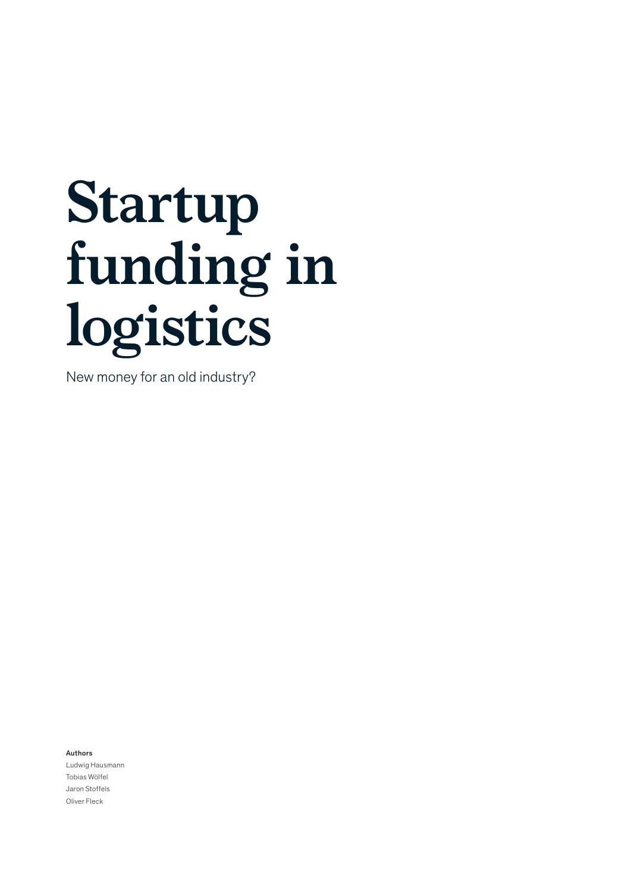# Startup funding in logistics

New money for an old industry?

**Authors**

Ludwig Hausmann
Tobias Wölfel
Jaron Stoffels
Oliver Fleck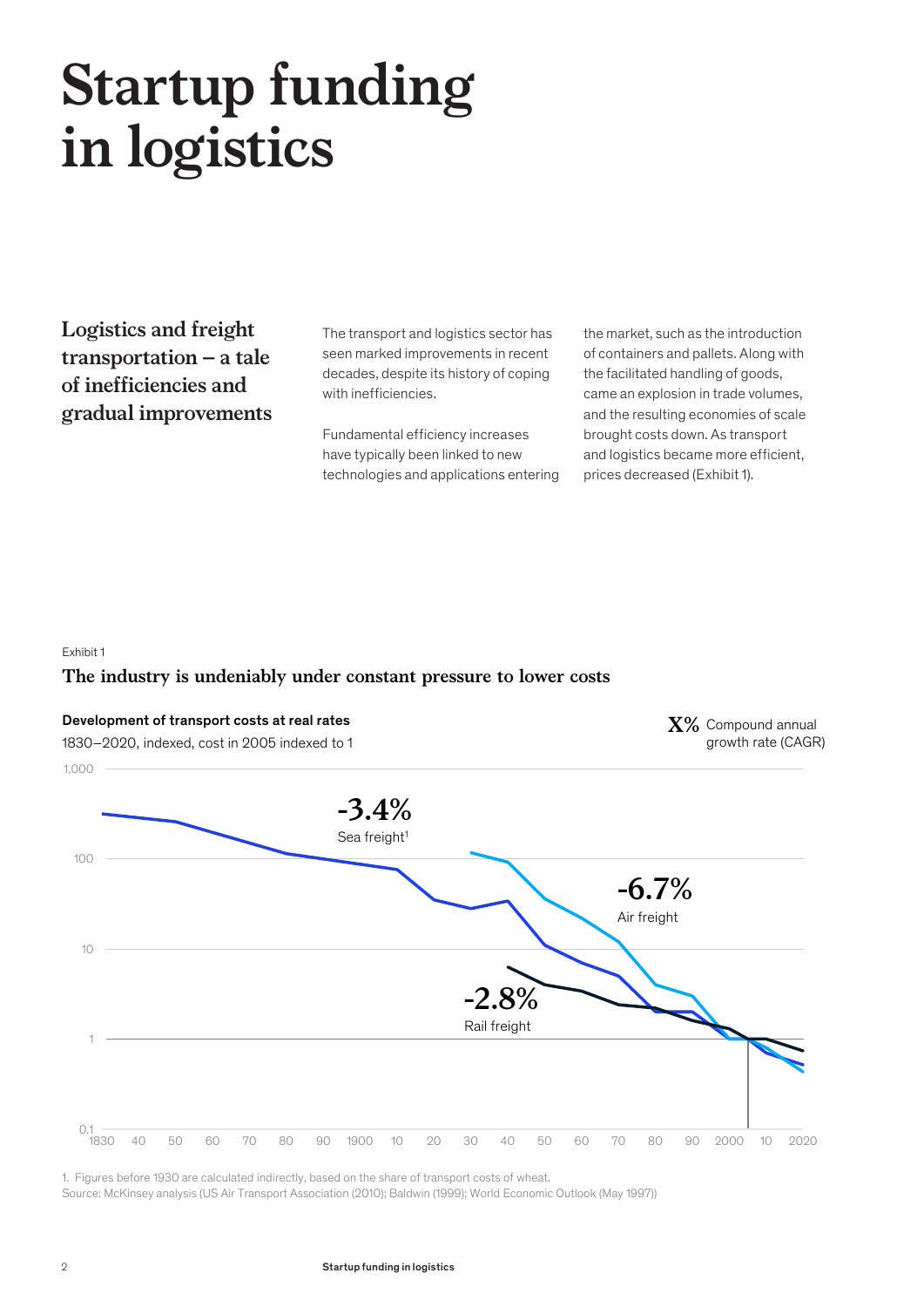# Startup funding in logistics

## Logistics and freight transportation – a tale of inefficiencies and gradual improvements

The transport and logistics sector has seen marked improvements in recent decades, despite its history of coping with inefficiencies.

Fundamental efficiency increases have typically been linked to new technologies and applications entering the market, such as the introduction of containers and pallets. Along with the facilitated handling of goods, came an explosion in trade volumes, and the resulting economies of scale brought costs down. As transport and logistics became more efficient, prices decreased (Exhibit 1).

Exhibit 1

**The industry is undeniably under constant pressure to lower costs**

**Development of transport costs at real rates**

1830–2020, indexed, cost in 2005 indexed to 1

**X%** Compound annual growth rate (CAGR)

- **-3.4%** Sea freight[1]
- **-6.7%** Air freight
- **-2.8%** Rail freight

1. Figures before 1930 are calculated indirectly, based on the share of transport costs of wheat.

Source: McKinsey analysis (US Air Transport Association (2010); Baldwin (1999); World Economic Outlook (May 1997))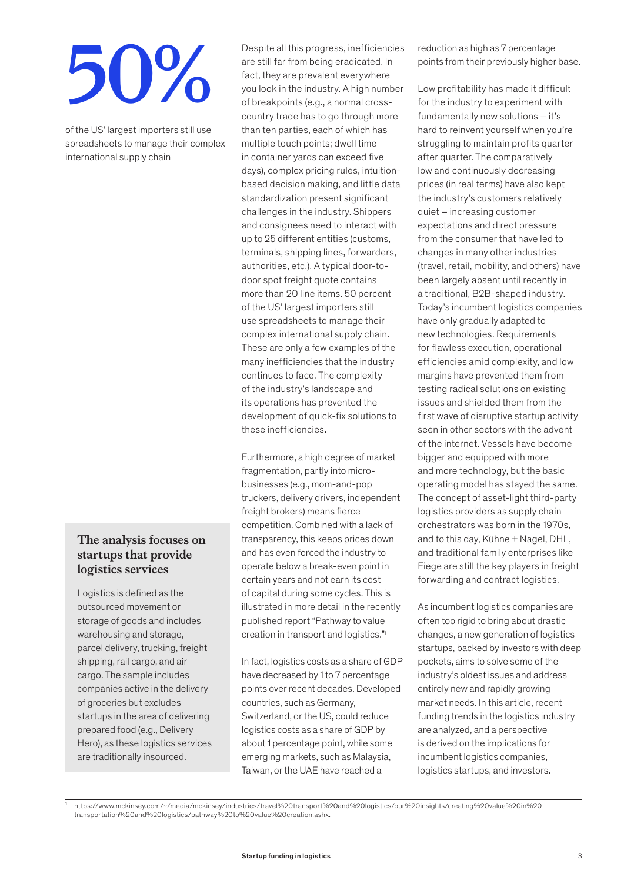# 50%

of the US' largest importers still use spreadsheets to manage their complex international supply chain

### The analysis focuses on startups that provide logistics services

Logistics is defined as the outsourced movement or storage of goods and includes warehousing and storage, parcel delivery, trucking, freight shipping, rail cargo, and air cargo. The sample includes companies active in the delivery of groceries but excludes startups in the area of delivering prepared food (e.g., Delivery Hero), as these logistics services are traditionally insourced.

Despite all this progress, inefficiencies are still far from being eradicated. In fact, they are prevalent everywhere you look in the industry. A high number of breakpoints (e.g., a normal cross-country trade has to go through more than ten parties, each of which has multiple touch points; dwell time in container yards can exceed five days), complex pricing rules, intuition-based decision making, and little data standardization present significant challenges in the industry. Shippers and consignees need to interact with up to 25 different entities (customs, terminals, shipping lines, forwarders, authorities, etc.). A typical door-to-door spot freight quote contains more than 20 line items. 50 percent of the US' largest importers still use spreadsheets to manage their complex international supply chain. These are only a few examples of the many inefficiencies that the industry continues to face. The complexity of the industry's landscape and its operations has prevented the development of quick-fix solutions to these inefficiencies.

Furthermore, a high degree of market fragmentation, partly into micro-businesses (e.g., mom-and-pop truckers, delivery drivers, independent freight brokers) means fierce competition. Combined with a lack of transparency, this keeps prices down and has even forced the industry to operate below a break-even point in certain years and not earn its cost of capital during some cycles. This is illustrated in more detail in the recently published report "Pathway to value creation in transport and logistics."[1]

In fact, logistics costs as a share of GDP have decreased by 1 to 7 percentage points over recent decades. Developed countries, such as Germany, Switzerland, or the US, could reduce logistics costs as a share of GDP by about 1 percentage point, while some emerging markets, such as Malaysia, Taiwan, or the UAE have reached a reduction as high as 7 percentage points from their previously higher base.

Low profitability has made it difficult for the industry to experiment with fundamentally new solutions – it's hard to reinvent yourself when you're struggling to maintain profits quarter after quarter. The comparatively low and continuously decreasing prices (in real terms) have also kept the industry's customers relatively quiet – increasing customer expectations and direct pressure from the consumer that have led to changes in many other industries (travel, retail, mobility, and others) have been largely absent until recently in a traditional, B2B-shaped industry. Today's incumbent logistics companies have only gradually adapted to new technologies. Requirements for flawless execution, operational efficiencies amid complexity, and low margins have prevented them from testing radical solutions on existing issues and shielded them from the first wave of disruptive startup activity seen in other sectors with the advent of the internet. Vessels have become bigger and equipped with more and more technology, but the basic operating model has stayed the same. The concept of asset-light third-party logistics providers as supply chain orchestrators was born in the 1970s, and to this day, Kühne + Nagel, DHL, and traditional family enterprises like Fiege are still the key players in freight forwarding and contract logistics.

As incumbent logistics companies are often too rigid to bring about drastic changes, a new generation of logistics startups, backed by investors with deep pockets, aims to solve some of the industry's oldest issues and address entirely new and rapidly growing market needs. In this article, recent funding trends in the logistics industry are analyzed, and a perspective is derived on the implications for incumbent logistics companies, logistics startups, and investors.

[1] https://www.mckinsey.com/~/media/mckinsey/industries/travel%20transport%20and%20logistics/our%20insights/creating%20value%20in%20transportation%20and%20logistics/pathway%20to%20value%20creation.ashx.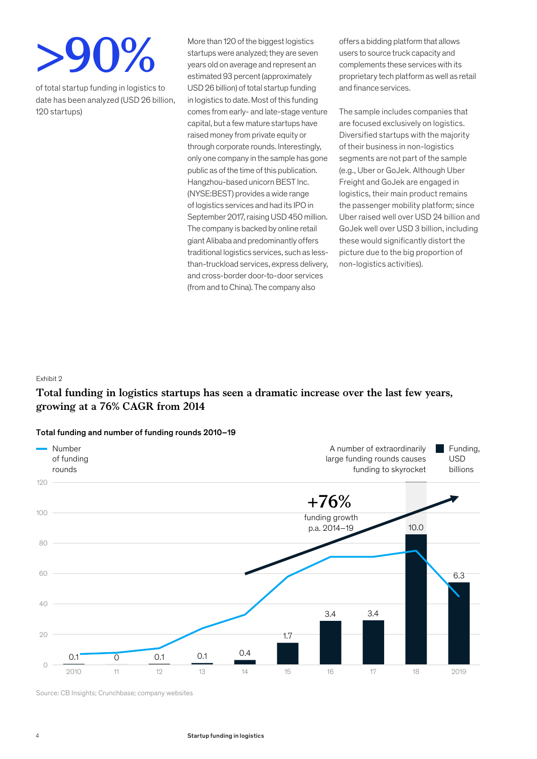# >90%

of total startup funding in logistics to date has been analyzed (USD 26 billion, 120 startups)

More than 120 of the biggest logistics startups were analyzed; they are seven years old on average and represent an estimated 93 percent (approximately USD 26 billion) of total startup funding in logistics to date. Most of this funding comes from early- and late-stage venture capital, but a few mature startups have raised money from private equity or through corporate rounds. Interestingly, only one company in the sample has gone public as of the time of this publication. Hangzhou-based unicorn BEST Inc. (NYSE:BEST) provides a wide range of logistics services and had its IPO in September 2017, raising USD 450 million. The company is backed by online retail giant Alibaba and predominantly offers traditional logistics services, such as less-than-truckload services, express delivery, and cross-border door-to-door services (from and to China). The company also offers a bidding platform that allows users to source truck capacity and complements these services with its proprietary tech platform as well as retail and finance services.

The sample includes companies that are focused exclusively on logistics. Diversified startups with the majority of their business in non-logistics segments are not part of the sample (e.g., Uber or GoJek. Although Uber Freight and GoJek are engaged in logistics, their main product remains the passenger mobility platform; since Uber raised well over USD 24 billion and GoJek well over USD 3 billion, including these would significantly distort the picture due to the big proportion of non-logistics activities).

Exhibit 2

**Total funding in logistics startups has seen a dramatic increase over the last few years, growing at a 76% CAGR from 2014**

Total funding and number of funding rounds 2010–19

| Year | Funding, USD billions |
|---|---|
| 2010 | 0.1 |
| 11 | 0 |
| 12 | 0.1 |
| 13 | 0.1 |
| 14 | 0.4 |
| 15 | 1.7 |
| 16 | 3.4 |
| 17 | 3.4 |
| 18 | 10.0 |
| 2019 | 6.3 |

Line: Number of funding rounds

+76% funding growth p.a. 2014–19

A number of extraordinarily large funding rounds causes funding to skyrocket

Source: CB Insights; Crunchbase; company websites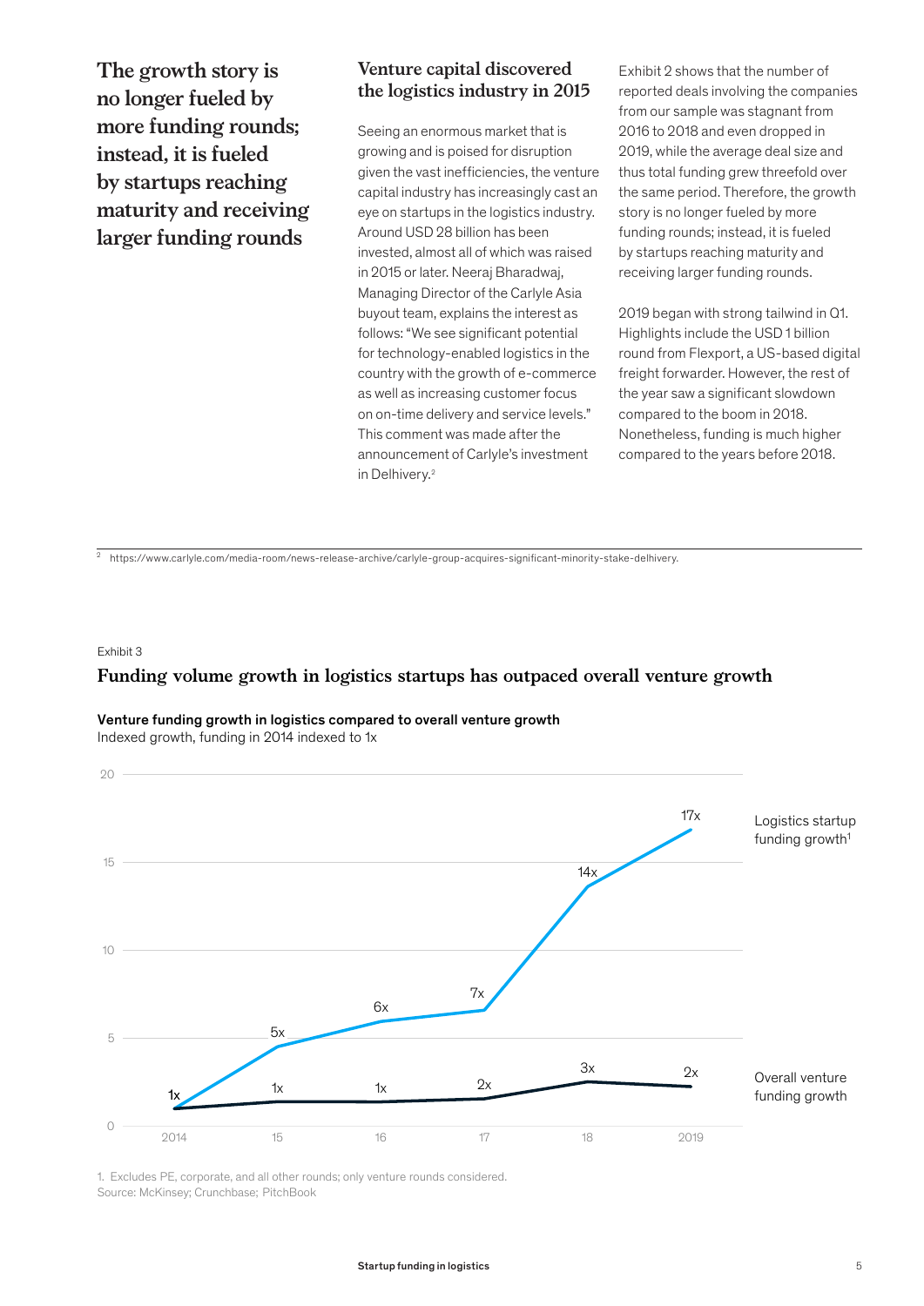**The growth story is no longer fueled by more funding rounds; instead, it is fueled by startups reaching maturity and receiving larger funding rounds**

### Venture capital discovered the logistics industry in 2015

Seeing an enormous market that is growing and is poised for disruption given the vast inefficiencies, the venture capital industry has increasingly cast an eye on startups in the logistics industry. Around USD 28 billion has been invested, almost all of which was raised in 2015 or later. Neeraj Bharadwaj, Managing Director of the Carlyle Asia buyout team, explains the interest as follows: "We see significant potential for technology-enabled logistics in the country with the growth of e-commerce as well as increasing customer focus on on-time delivery and service levels." This comment was made after the announcement of Carlyle's investment in Delhivery.[2]

Exhibit 2 shows that the number of reported deals involving the companies from our sample was stagnant from 2016 to 2018 and even dropped in 2019, while the average deal size and thus total funding grew threefold over the same period. Therefore, the growth story is no longer fueled by more funding rounds; instead, it is fueled by startups reaching maturity and receiving larger funding rounds.

2019 began with strong tailwind in Q1. Highlights include the USD 1 billion round from Flexport, a US-based digital freight forwarder. However, the rest of the year saw a significant slowdown compared to the boom in 2018. Nonetheless, funding is much higher compared to the years before 2018.

[2] https://www.carlyle.com/media-room/news-release-archive/carlyle-group-acquires-significant-minority-stake-delhivery.

Exhibit 3

## Funding volume growth in logistics startups has outpaced overall venture growth

**Venture funding growth in logistics compared to overall venture growth**
Indexed growth, funding in 2014 indexed to 1x

| | 2014 | 15 | 16 | 17 | 18 | 2019 |
|---|---|---|---|---|---|---|
| Logistics startup funding growth[1] | 1x | 5x | 6x | 7x | 14x | 17x |
| Overall venture funding growth | 1x | 1x | 1x | 2x | 3x | 2x |

1. Excludes PE, corporate, and all other rounds; only venture rounds considered.
Source: McKinsey; Crunchbase; PitchBook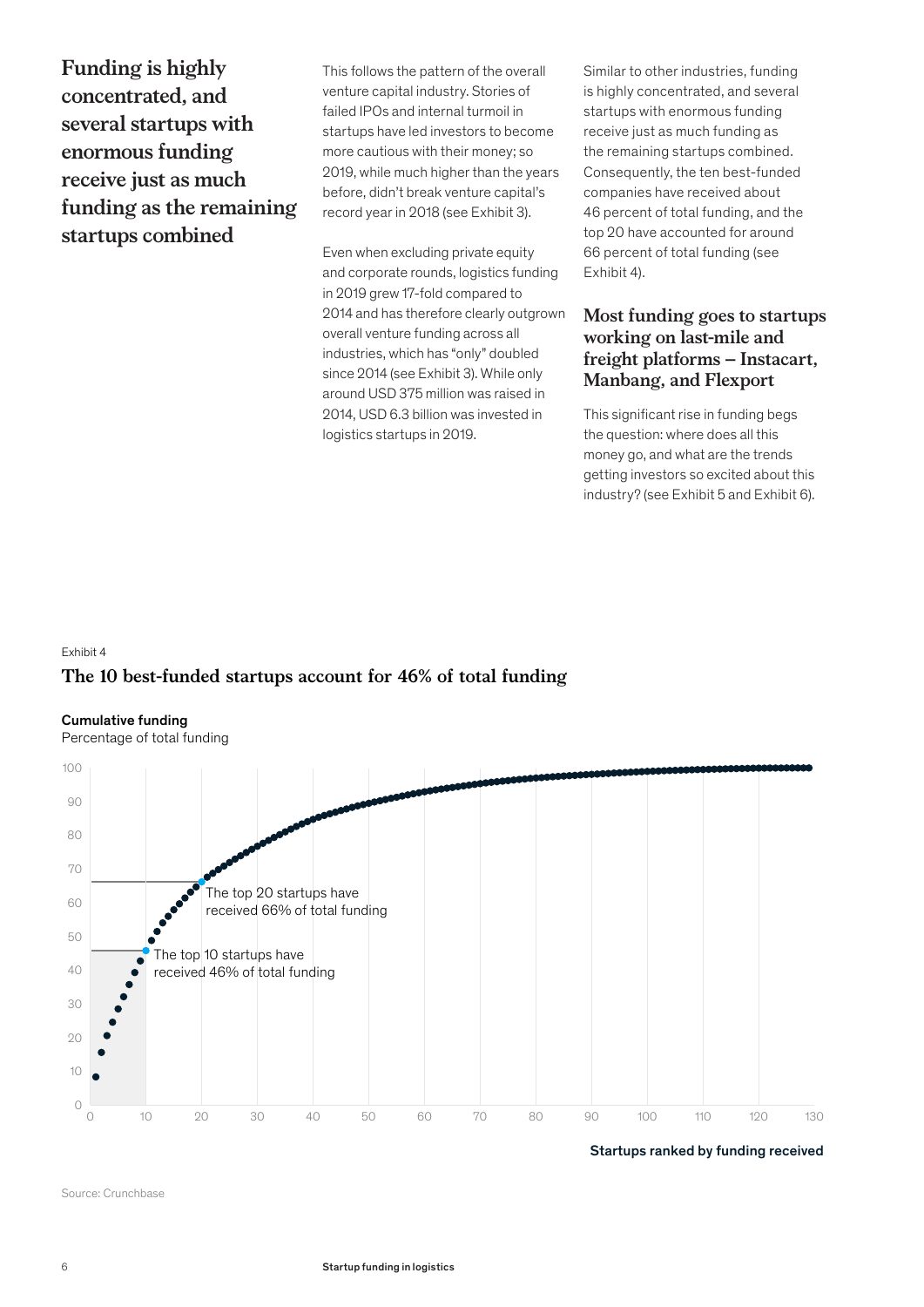## Funding is highly concentrated, and several startups with enormous funding receive just as much funding as the remaining startups combined

This follows the pattern of the overall venture capital industry. Stories of failed IPOs and internal turmoil in startups have led investors to become more cautious with their money; so 2019, while much higher than the years before, didn't break venture capital's record year in 2018 (see Exhibit 3).

Even when excluding private equity and corporate rounds, logistics funding in 2019 grew 17-fold compared to 2014 and has therefore clearly outgrown overall venture funding across all industries, which has "only" doubled since 2014 (see Exhibit 3). While only around USD 375 million was raised in 2014, USD 6.3 billion was invested in logistics startups in 2019.

Similar to other industries, funding is highly concentrated, and several startups with enormous funding receive just as much funding as the remaining startups combined. Consequently, the ten best-funded companies have received about 46 percent of total funding, and the top 20 have accounted for around 66 percent of total funding (see Exhibit 4).

### Most funding goes to startups working on last-mile and freight platforms – Instacart, Manbang, and Flexport

This significant rise in funding begs the question: where does all this money go, and what are the trends getting investors so excited about this industry? (see Exhibit 5 and Exhibit 6).

Exhibit 4

**The 10 best-funded startups account for 46% of total funding**

**Cumulative funding**
Percentage of total funding

The top 20 startups have received 66% of total funding

The top 10 startups have received 46% of total funding

Startups ranked by funding received

Source: Crunchbase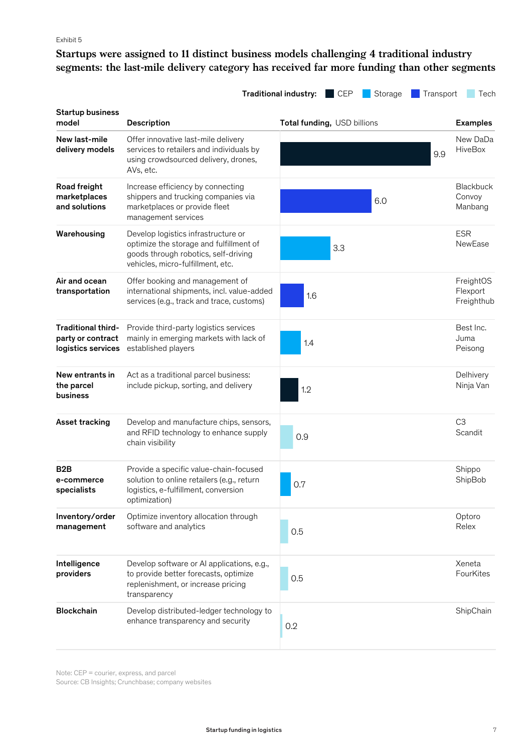Exhibit 5

## Startups were assigned to 11 distinct business models challenging 4 traditional industry segments: the last-mile delivery category has received far more funding than other segments

Traditional industry: CEP | Storage | Transport | Tech

| Startup business model | Description | Total funding, USD billions | Examples |
|---|---|---|---|
| New last-mile delivery models | Offer innovative last-mile delivery services to retailers and individuals by using crowdsourced delivery, drones, AVs, etc. | 9.9 | New DaDa<br>HiveBox |
| Road freight marketplaces and solutions | Increase efficiency by connecting shippers and trucking companies via marketplaces or provide fleet management services | 6.0 | Blackbuck<br>Convoy<br>Manbang |
| Warehousing | Develop logistics infrastructure or optimize the storage and fulfillment of goods through robotics, self-driving vehicles, micro-fulfillment, etc. | 3.3 | ESR<br>NewEase |
| Air and ocean transportation | Offer booking and management of international shipments, incl. value-added services (e.g., track and trace, customs) | 1.6 | FreightOS<br>Flexport<br>Freighthub |
| Traditional third-party or contract logistics services | Provide third-party logistics services mainly in emerging markets with lack of established players | 1.4 | Best Inc.<br>Juma<br>Peisong |
| New entrants in the parcel business | Act as a traditional parcel business: include pickup, sorting, and delivery | 1.2 | Delhivery<br>Ninja Van |
| Asset tracking | Develop and manufacture chips, sensors, and RFID technology to enhance supply chain visibility | 0.9 | C3<br>Scandit |
| B2B e-commerce specialists | Provide a specific value-chain-focused solution to online retailers (e.g., return logistics, e-fulfillment, conversion optimization) | 0.7 | Shippo<br>ShipBob |
| Inventory/order management | Optimize inventory allocation through software and analytics | 0.5 | Optoro<br>Relex |
| Intelligence providers | Develop software or AI applications, e.g., to provide better forecasts, optimize replenishment, or increase pricing transparency | 0.5 | Xeneta<br>FourKites |
| Blockchain | Develop distributed-ledger technology to enhance transparency and security | 0.2 | ShipChain |

Note: CEP = courier, express, and parcel
Source: CB Insights; Crunchbase; company websites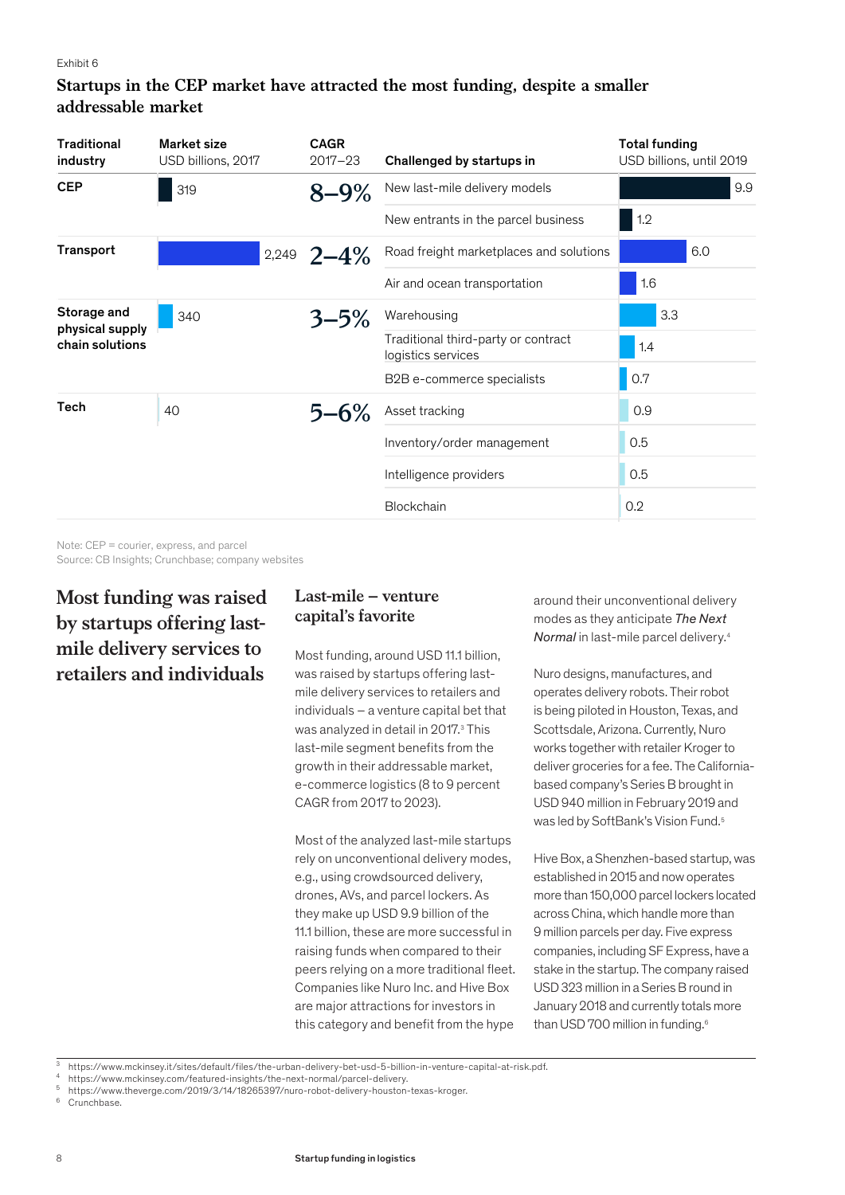Exhibit 6

## Startups in the CEP market have attracted the most funding, despite a smaller addressable market

| Traditional industry | Market size USD billions, 2017 | CAGR 2017–23 | Challenged by startups in | Total funding USD billions, until 2019 |
|---|---|---|---|---|
| CEP | 319 | 8–9% | New last-mile delivery models | 9.9 |
| | | | New entrants in the parcel business | 1.2 |
| Transport | 2,249 | 2–4% | Road freight marketplaces and solutions | 6.0 |
| | | | Air and ocean transportation | 1.6 |
| Storage and physical supply chain solutions | 340 | 3–5% | Warehousing | 3.3 |
| | | | Traditional third-party or contract logistics services | 1.4 |
| | | | B2B e-commerce specialists | 0.7 |
| Tech | 40 | 5–6% | Asset tracking | 0.9 |
| | | | Inventory/order management | 0.5 |
| | | | Intelligence providers | 0.5 |
| | | | Blockchain | 0.2 |

Note: CEP = courier, express, and parcel
Source: CB Insights; Crunchbase; company websites

## Most funding was raised by startups offering last-mile delivery services to retailers and individuals

### Last-mile – venture capital's favorite

Most funding, around USD 11.1 billion, was raised by startups offering last-mile delivery services to retailers and individuals – a venture capital bet that was analyzed in detail in 2017.[3] This last-mile segment benefits from the growth in their addressable market, e-commerce logistics (8 to 9 percent CAGR from 2017 to 2023).

Most of the analyzed last-mile startups rely on unconventional delivery modes, e.g., using crowdsourced delivery, drones, AVs, and parcel lockers. As they make up USD 9.9 billion of the 11.1 billion, these are more successful in raising funds when compared to their peers relying on a more traditional fleet. Companies like Nuro Inc. and Hive Box are major attractions for investors in this category and benefit from the hype around their unconventional delivery modes as they anticipate *The Next Normal* in last-mile parcel delivery.[4]

Nuro designs, manufactures, and operates delivery robots. Their robot is being piloted in Houston, Texas, and Scottsdale, Arizona. Currently, Nuro works together with retailer Kroger to deliver groceries for a fee. The California-based company's Series B brought in USD 940 million in February 2019 and was led by SoftBank's Vision Fund.[5]

Hive Box, a Shenzhen-based startup, was established in 2015 and now operates more than 150,000 parcel lockers located across China, which handle more than 9 million parcels per day. Five express companies, including SF Express, have a stake in the startup. The company raised USD 323 million in a Series B round in January 2018 and currently totals more than USD 700 million in funding.[6]

---

[3] https://www.mckinsey.it/sites/default/files/the-urban-delivery-bet-usd-5-billion-in-venture-capital-at-risk.pdf.
[4] https://www.mckinsey.com/featured-insights/the-next-normal/parcel-delivery.
[5] https://www.theverge.com/2019/3/14/18265397/nuro-robot-delivery-houston-texas-kroger.
[6] Crunchbase.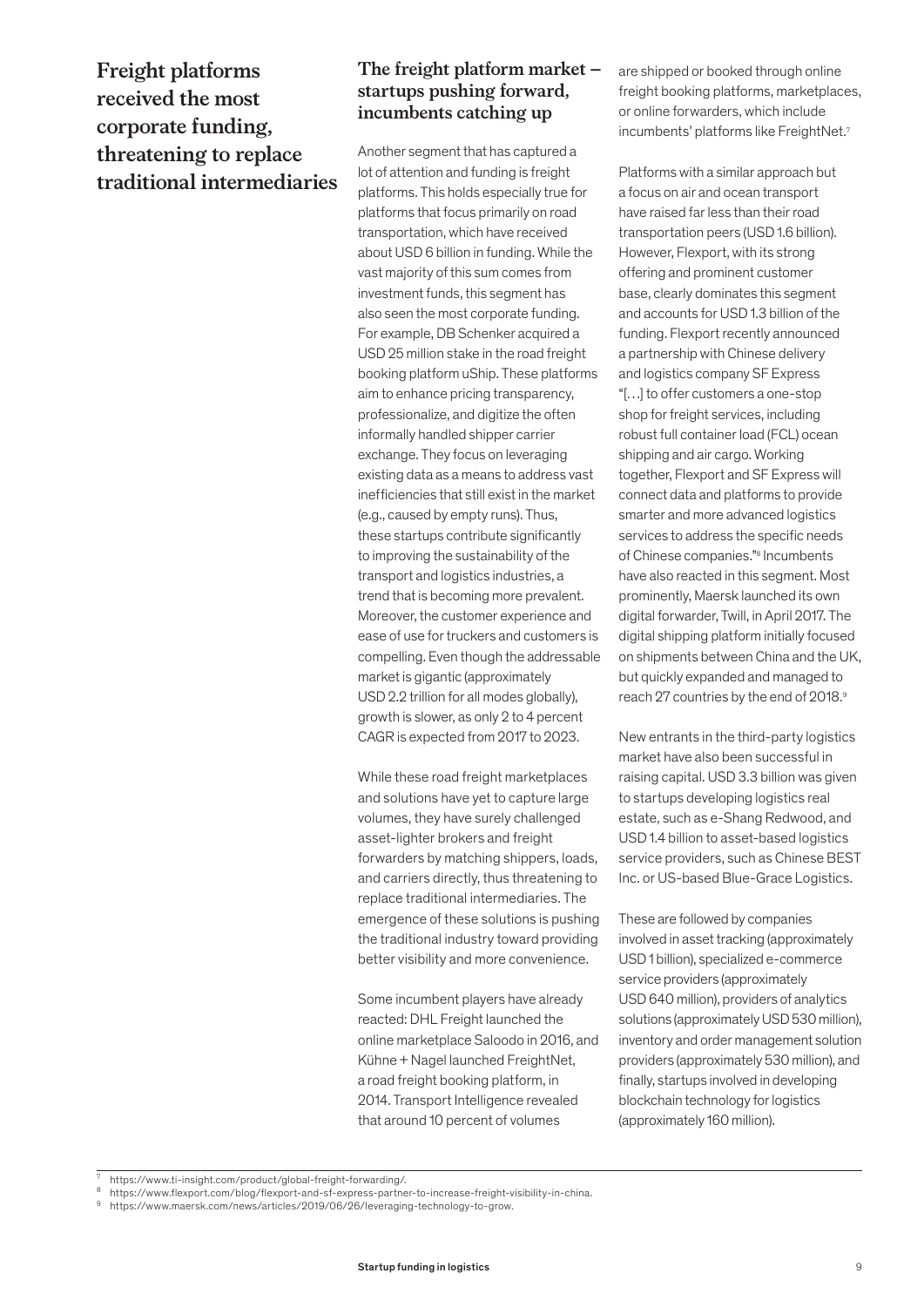## Freight platforms received the most corporate funding, threatening to replace traditional intermediaries

### The freight platform market – startups pushing forward, incumbents catching up

Another segment that has captured a lot of attention and funding is freight platforms. This holds especially true for platforms that focus primarily on road transportation, which have received about USD 6 billion in funding. While the vast majority of this sum comes from investment funds, this segment has also seen the most corporate funding. For example, DB Schenker acquired a USD 25 million stake in the road freight booking platform uShip. These platforms aim to enhance pricing transparency, professionalize, and digitize the often informally handled shipper carrier exchange. They focus on leveraging existing data as a means to address vast inefficiencies that still exist in the market (e.g., caused by empty runs). Thus, these startups contribute significantly to improving the sustainability of the transport and logistics industries, a trend that is becoming more prevalent. Moreover, the customer experience and ease of use for truckers and customers is compelling. Even though the addressable market is gigantic (approximately USD 2.2 trillion for all modes globally), growth is slower, as only 2 to 4 percent CAGR is expected from 2017 to 2023.

While these road freight marketplaces and solutions have yet to capture large volumes, they have surely challenged asset-lighter brokers and freight forwarders by matching shippers, loads, and carriers directly, thus threatening to replace traditional intermediaries. The emergence of these solutions is pushing the traditional industry toward providing better visibility and more convenience.

Some incumbent players have already reacted: DHL Freight launched the online marketplace Saloodo in 2016, and Kühne + Nagel launched FreightNet, a road freight booking platform, in 2014. Transport Intelligence revealed that around 10 percent of volumes are shipped or booked through online freight booking platforms, marketplaces, or online forwarders, which include incumbents' platforms like FreightNet.[7]

Platforms with a similar approach but a focus on air and ocean transport have raised far less than their road transportation peers (USD 1.6 billion). However, Flexport, with its strong offering and prominent customer base, clearly dominates this segment and accounts for USD 1.3 billion of the funding. Flexport recently announced a partnership with Chinese delivery and logistics company SF Express "[…] to offer customers a one-stop shop for freight services, including robust full container load (FCL) ocean shipping and air cargo. Working together, Flexport and SF Express will connect data and platforms to provide smarter and more advanced logistics services to address the specific needs of Chinese companies."[8] Incumbents have also reacted in this segment. Most prominently, Maersk launched its own digital forwarder, Twill, in April 2017. The digital shipping platform initially focused on shipments between China and the UK, but quickly expanded and managed to reach 27 countries by the end of 2018.[9]

New entrants in the third-party logistics market have also been successful in raising capital. USD 3.3 billion was given to startups developing logistics real estate, such as e-Shang Redwood, and USD 1.4 billion to asset-based logistics service providers, such as Chinese BEST Inc. or US-based Blue-Grace Logistics.

These are followed by companies involved in asset tracking (approximately USD 1 billion), specialized e-commerce service providers (approximately USD 640 million), providers of analytics solutions (approximately USD 530 million), inventory and order management solution providers (approximately 530 million), and finally, startups involved in developing blockchain technology for logistics (approximately 160 million).

---

[7] https://www.ti-insight.com/product/global-freight-forwarding/.

[8] https://www.flexport.com/blog/flexport-and-sf-express-partner-to-increase-freight-visibility-in-china.

[9] https://www.maersk.com/news/articles/2019/06/26/leveraging-technology-to-grow.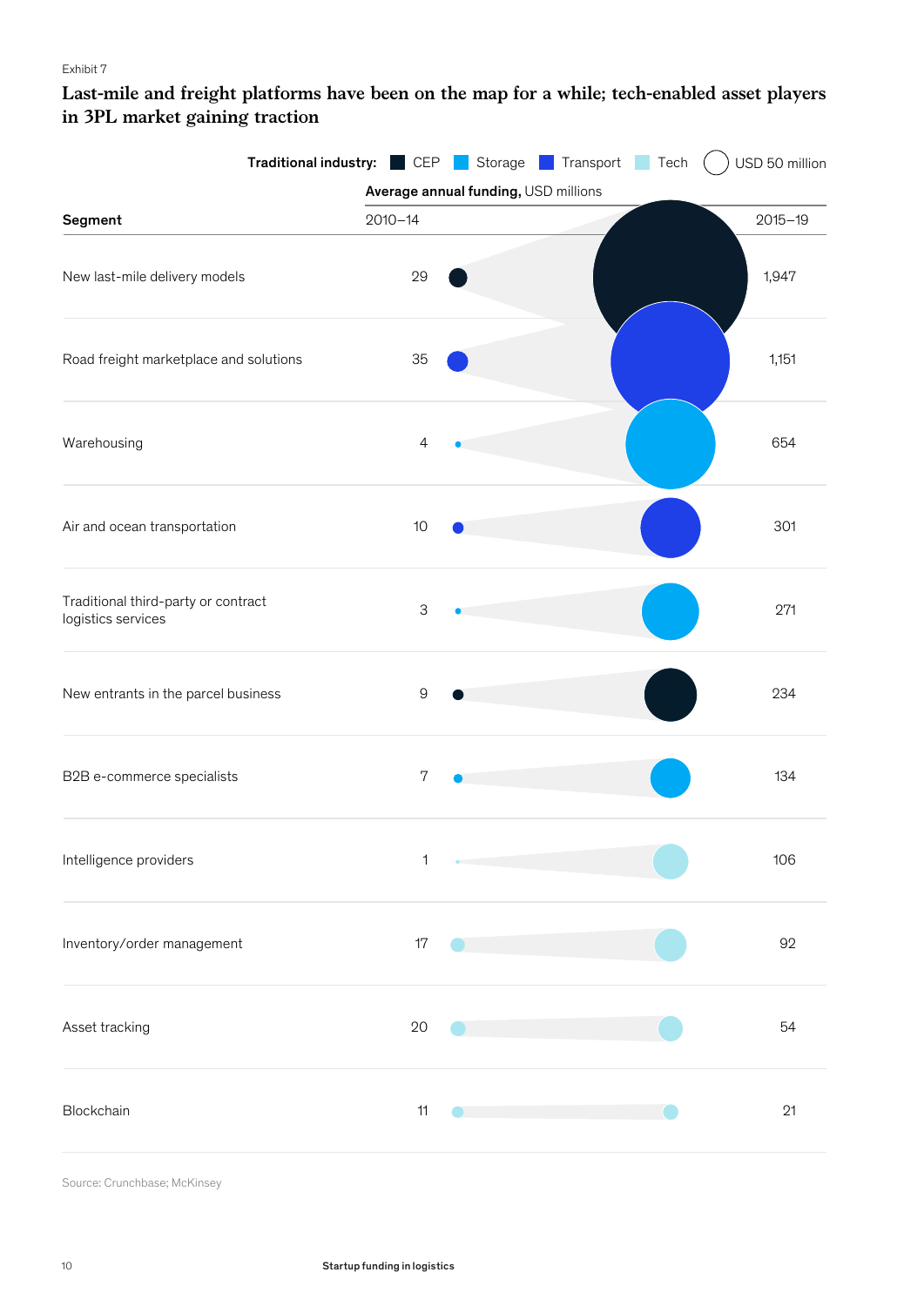Exhibit 7

## Last-mile and freight platforms have been on the map for a while; tech-enabled asset players in 3PL market gaining traction

Traditional industry: CEP, Storage, Transport, Tech; bubble size reference: USD 50 million

Average annual funding, USD millions

| Segment | Traditional industry | 2010–14 | 2015–19 |
|---|---|---|---|
| New last-mile delivery models | CEP | 29 | 1,947 |
| Road freight marketplace and solutions | Transport | 35 | 1,151 |
| Warehousing | Storage | 4 | 654 |
| Air and ocean transportation | Transport | 10 | 301 |
| Traditional third-party or contract logistics services | Storage | 3 | 271 |
| New entrants in the parcel business | CEP | 9 | 234 |
| B2B e-commerce specialists | Storage | 7 | 134 |
| Intelligence providers | Tech | 1 | 106 |
| Inventory/order management | Tech | 17 | 92 |
| Asset tracking | Tech | 20 | 54 |
| Blockchain | Tech | 11 | 21 |

Source: Crunchbase; McKinsey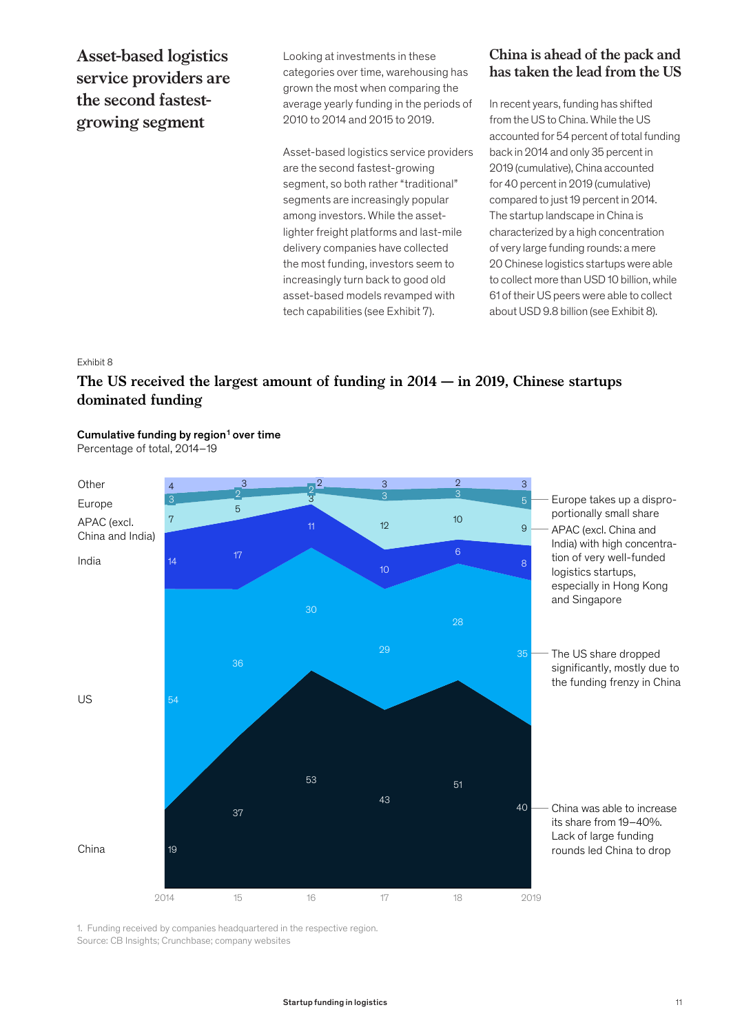## Asset-based logistics service providers are the second fastest-growing segment

Looking at investments in these categories over time, warehousing has grown the most when comparing the average yearly funding in the periods of 2010 to 2014 and 2015 to 2019.

Asset-based logistics service providers are the second fastest-growing segment, so both rather "traditional" segments are increasingly popular among investors. While the asset-lighter freight platforms and last-mile delivery companies have collected the most funding, investors seem to increasingly turn back to good old asset-based models revamped with tech capabilities (see Exhibit 7).

## China is ahead of the pack and has taken the lead from the US

In recent years, funding has shifted from the US to China. While the US accounted for 54 percent of total funding back in 2014 and only 35 percent in 2019 (cumulative), China accounted for 40 percent in 2019 (cumulative) compared to just 19 percent in 2014. The startup landscape in China is characterized by a high concentration of very large funding rounds: a mere 20 Chinese logistics startups were able to collect more than USD 10 billion, while 61 of their US peers were able to collect about USD 9.8 billion (see Exhibit 8).

Exhibit 8

### The US received the largest amount of funding in 2014 — in 2019, Chinese startups dominated funding

**Cumulative funding by region[1] over time**
Percentage of total, 2014–19

| Region | 2014 | 15 | 16 | 17 | 18 | 2019 |
|---|---|---|---|---|---|---|
| Other | 4 | 3 | 2 | 3 | 2 | 3 |
| Europe | 3 | 2 | 2 | 3 | 3 | 5 |
| APAC (excl. China and India) | 7 | 5 | 3 | 12 | 10 | 9 |
| India | 14 | 17 | 11 | 10 | 6 | 8 |
| US | 54 | 36 | 30 | 29 | 28 | 35 |
| China | 19 | 37 | 53 | 43 | 51 | 40 |

- Europe takes up a disproportionally small share
- APAC (excl. China and India) with high concentration of very well-funded logistics startups, especially in Hong Kong and Singapore
- The US share dropped significantly, mostly due to the funding frenzy in China
- China was able to increase its share from 19–40%. Lack of large funding rounds led China to drop

1. Funding received by companies headquartered in the respective region.
Source: CB Insights; Crunchbase; company websites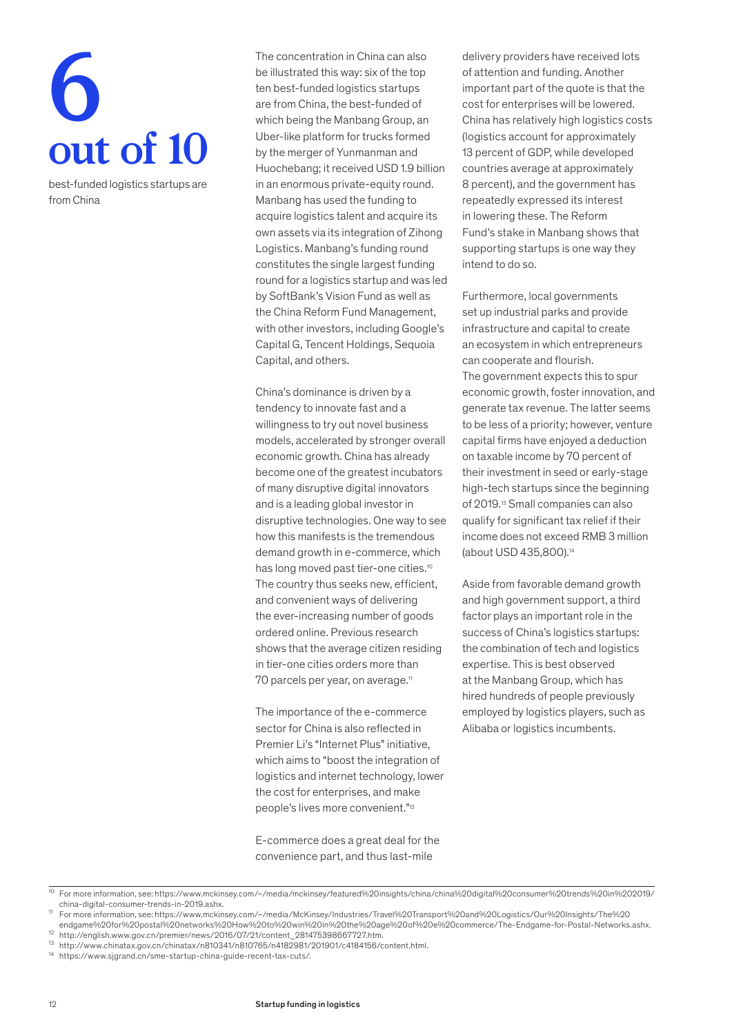# 6 out of 10

best-funded logistics startups are from China

The concentration in China can also be illustrated this way: six of the top ten best-funded logistics startups are from China, the best-funded of which being the Manbang Group, an Uber-like platform for trucks formed by the merger of Yunmanman and Huochebang; it received USD 1.9 billion in an enormous private-equity round. Manbang has used the funding to acquire logistics talent and acquire its own assets via its integration of Zihong Logistics. Manbang's funding round constitutes the single largest funding round for a logistics startup and was led by SoftBank's Vision Fund as well as the China Reform Fund Management, with other investors, including Google's Capital G, Tencent Holdings, Sequoia Capital, and others.

China's dominance is driven by a tendency to innovate fast and a willingness to try out novel business models, accelerated by stronger overall economic growth. China has already become one of the greatest incubators of many disruptive digital innovators and is a leading global investor in disruptive technologies. One way to see how this manifests is the tremendous demand growth in e-commerce, which has long moved past tier-one cities.[10] The country thus seeks new, efficient, and convenient ways of delivering the ever-increasing number of goods ordered online. Previous research shows that the average citizen residing in tier-one cities orders more than 70 parcels per year, on average.[11]

The importance of the e-commerce sector for China is also reflected in Premier Li's "Internet Plus" initiative, which aims to "boost the integration of logistics and internet technology, lower the cost for enterprises, and make people's lives more convenient."[12]

E-commerce does a great deal for the convenience part, and thus last-mile delivery providers have received lots of attention and funding. Another important part of the quote is that the cost for enterprises will be lowered. China has relatively high logistics costs (logistics account for approximately 13 percent of GDP, while developed countries average at approximately 8 percent), and the government has repeatedly expressed its interest in lowering these. The Reform Fund's stake in Manbang shows that supporting startups is one way they intend to do so.

Furthermore, local governments set up industrial parks and provide infrastructure and capital to create an ecosystem in which entrepreneurs can cooperate and flourish. The government expects this to spur economic growth, foster innovation, and generate tax revenue. The latter seems to be less of a priority; however, venture capital firms have enjoyed a deduction on taxable income by 70 percent of their investment in seed or early-stage high-tech startups since the beginning of 2019.[13] Small companies can also qualify for significant tax relief if their income does not exceed RMB 3 million (about USD 435,800).[14]

Aside from favorable demand growth and high government support, a third factor plays an important role in the success of China's logistics startups: the combination of tech and logistics expertise. This is best observed at the Manbang Group, which has hired hundreds of people previously employed by logistics players, such as Alibaba or logistics incumbents.

[10] For more information, see: https://www.mckinsey.com/~/media/mckinsey/featured%20insights/china/china%20digital%20consumer%20trends%20in%202019/china-digital-consumer-trends-in-2019.ashx.

[11] For more information, see: https://www.mckinsey.com/~/media/McKinsey/Industries/Travel%20Transport%20and%20Logistics/Our%20Insights/The%20endgame%20for%20postal%20networks%20How%20to%20win%20in%20the%20age%20of%20e%20commerce/The-Endgame-for-Postal-Networks.ashx.

[12] http://english.www.gov.cn/premier/news/2016/07/21/content_281475398667727.htm.

[13] http://www.chinatax.gov.cn/chinatax/n810341/n810765/n4182981/201901/c4184156/content.html.

[14] https://www.sjgrand.cn/sme-startup-china-guide-recent-tax-cuts/.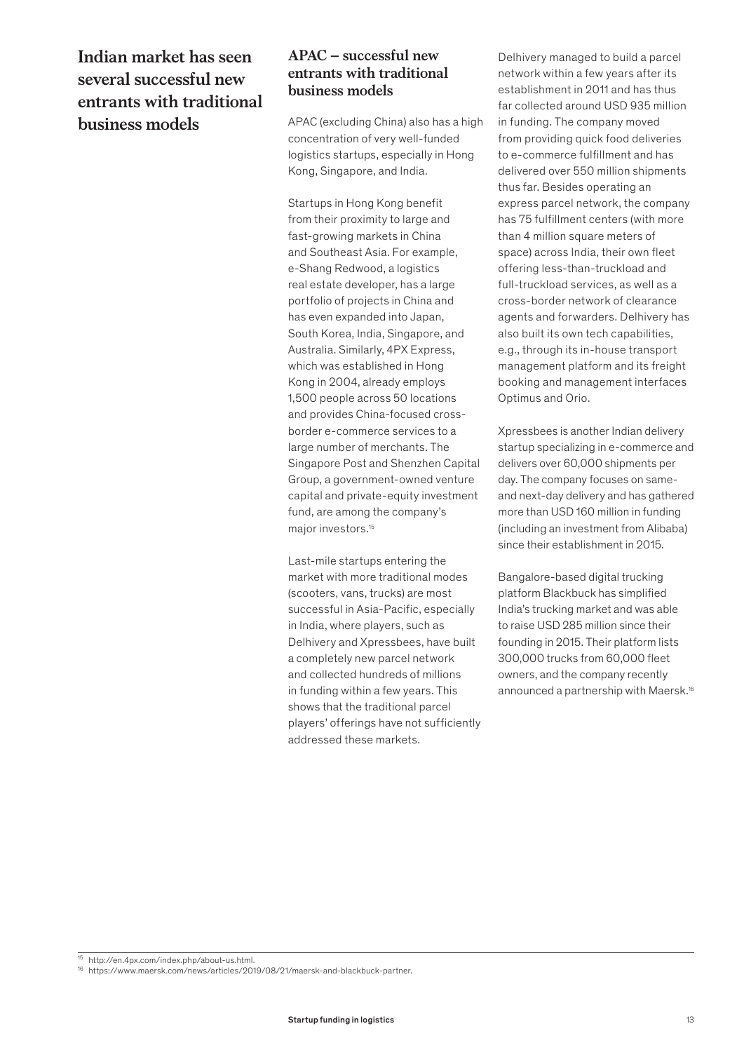## Indian market has seen several successful new entrants with traditional business models

### APAC – successful new entrants with traditional business models

APAC (excluding China) also has a high concentration of very well-funded logistics startups, especially in Hong Kong, Singapore, and India.

Startups in Hong Kong benefit from their proximity to large and fast-growing markets in China and Southeast Asia. For example, e-Shang Redwood, a logistics real estate developer, has a large portfolio of projects in China and has even expanded into Japan, South Korea, India, Singapore, and Australia. Similarly, 4PX Express, which was established in Hong Kong in 2004, already employs 1,500 people across 50 locations and provides China-focused cross-border e-commerce services to a large number of merchants. The Singapore Post and Shenzhen Capital Group, a government-owned venture capital and private-equity investment fund, are among the company's major investors.[15]

Last-mile startups entering the market with more traditional modes (scooters, vans, trucks) are most successful in Asia-Pacific, especially in India, where players, such as Delhivery and Xpressbees, have built a completely new parcel network and collected hundreds of millions in funding within a few years. This shows that the traditional parcel players' offerings have not sufficiently addressed these markets.

Delhivery managed to build a parcel network within a few years after its establishment in 2011 and has thus far collected around USD 935 million in funding. The company moved from providing quick food deliveries to e-commerce fulfillment and has delivered over 550 million shipments thus far. Besides operating an express parcel network, the company has 75 fulfillment centers (with more than 4 million square meters of space) across India, their own fleet offering less-than-truckload and full-truckload services, as well as a cross-border network of clearance agents and forwarders. Delhivery has also built its own tech capabilities, e.g., through its in-house transport management platform and its freight booking and management interfaces Optimus and Orio.

Xpressbees is another Indian delivery startup specializing in e-commerce and delivers over 60,000 shipments per day. The company focuses on same- and next-day delivery and has gathered more than USD 160 million in funding (including an investment from Alibaba) since their establishment in 2015.

Bangalore-based digital trucking platform Blackbuck has simplified India's trucking market and was able to raise USD 285 million since their founding in 2015. Their platform lists 300,000 trucks from 60,000 fleet owners, and the company recently announced a partnership with Maersk.[16]

---

[15] http://en.4px.com/index.php/about-us.html.

[16] https://www.maersk.com/news/articles/2019/08/21/maersk-and-blackbuck-partner.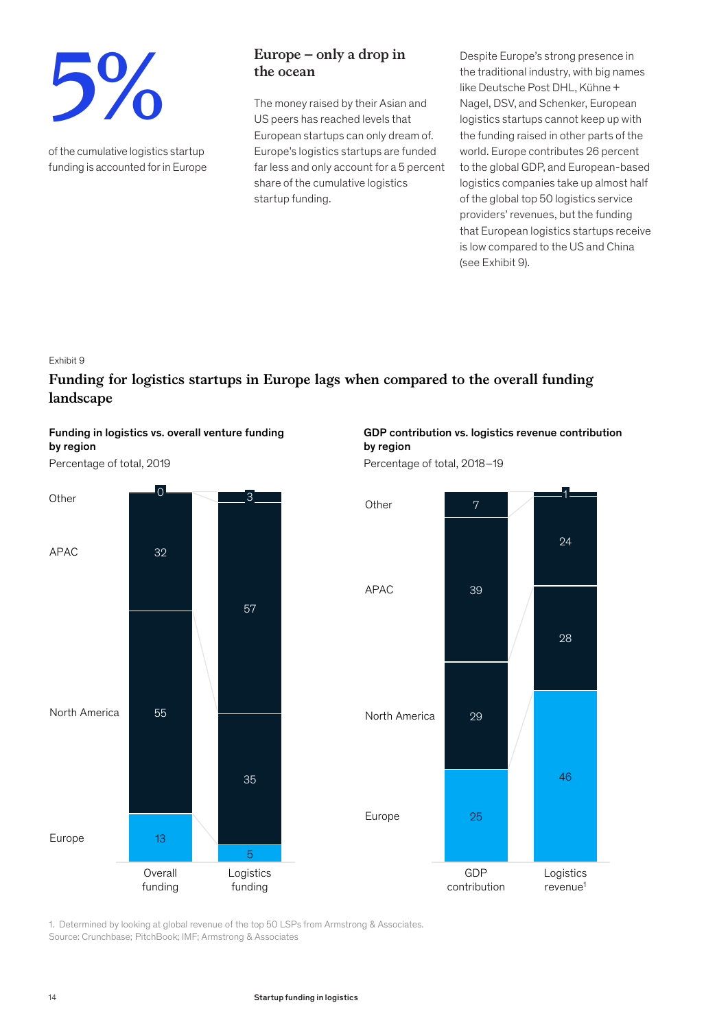5%

of the cumulative logistics startup funding is accounted for in Europe

## Europe – only a drop in the ocean

The money raised by their Asian and US peers has reached levels that European startups can only dream of. Europe's logistics startups are funded far less and only account for a 5 percent share of the cumulative logistics startup funding.

Despite Europe's strong presence in the traditional industry, with big names like Deutsche Post DHL, Kühne + Nagel, DSV, and Schenker, European logistics startups cannot keep up with the funding raised in other parts of the world. Europe contributes 26 percent to the global GDP, and European-based logistics companies take up almost half of the global top 50 logistics service providers' revenues, but the funding that European logistics startups receive is low compared to the US and China (see Exhibit 9).

Exhibit 9

### Funding for logistics startups in Europe lags when compared to the overall funding landscape

**Funding in logistics vs. overall venture funding by region**

Percentage of total, 2019

| Region | Overall funding | Logistics funding |
|---|---|---|
| Other | 0 | 3 |
| APAC | 32 | 57 |
| North America | 55 | 35 |
| Europe | 13 | 5 |

**GDP contribution vs. logistics revenue contribution by region**

Percentage of total, 2018–19

| Region | GDP contribution | Logistics revenue[1] |
|---|---|---|
| Other | 7 | 1 |
| APAC | 39 | 24 |
| North America | 29 | 28 |
| Europe | 25 | 46 |

1. Determined by looking at global revenue of the top 50 LSPs from Armstrong & Associates.
Source: Crunchbase; PitchBook; IMF; Armstrong & Associates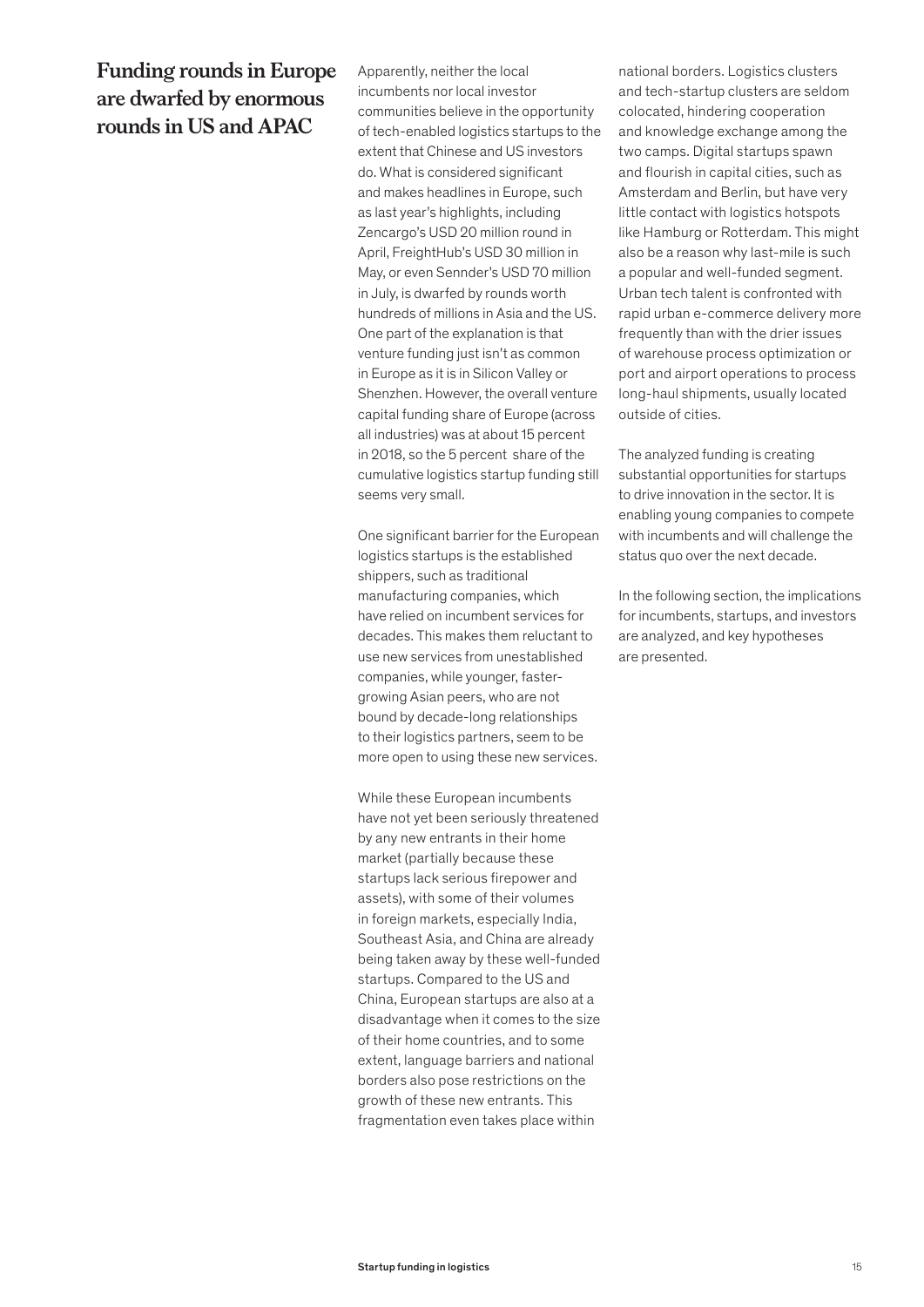## Funding rounds in Europe are dwarfed by enormous rounds in US and APAC

Apparently, neither the local incumbents nor local investor communities believe in the opportunity of tech-enabled logistics startups to the extent that Chinese and US investors do. What is considered significant and makes headlines in Europe, such as last year's highlights, including Zencargo's USD 20 million round in April, FreightHub's USD 30 million in May, or even Sennder's USD 70 million in July, is dwarfed by rounds worth hundreds of millions in Asia and the US. One part of the explanation is that venture funding just isn't as common in Europe as it is in Silicon Valley or Shenzhen. However, the overall venture capital funding share of Europe (across all industries) was at about 15 percent in 2018, so the 5 percent share of the cumulative logistics startup funding still seems very small.

One significant barrier for the European logistics startups is the established shippers, such as traditional manufacturing companies, which have relied on incumbent services for decades. This makes them reluctant to use new services from unestablished companies, while younger, faster-growing Asian peers, who are not bound by decade-long relationships to their logistics partners, seem to be more open to using these new services.

While these European incumbents have not yet been seriously threatened by any new entrants in their home market (partially because these startups lack serious firepower and assets), with some of their volumes in foreign markets, especially India, Southeast Asia, and China are already being taken away by these well-funded startups. Compared to the US and China, European startups are also at a disadvantage when it comes to the size of their home countries, and to some extent, language barriers and national borders also pose restrictions on the growth of these new entrants. This fragmentation even takes place within national borders. Logistics clusters and tech-startup clusters are seldom colocated, hindering cooperation and knowledge exchange among the two camps. Digital startups spawn and flourish in capital cities, such as Amsterdam and Berlin, but have very little contact with logistics hotspots like Hamburg or Rotterdam. This might also be a reason why last-mile is such a popular and well-funded segment. Urban tech talent is confronted with rapid urban e-commerce delivery more frequently than with the drier issues of warehouse process optimization or port and airport operations to process long-haul shipments, usually located outside of cities.

The analyzed funding is creating substantial opportunities for startups to drive innovation in the sector. It is enabling young companies to compete with incumbents and will challenge the status quo over the next decade.

In the following section, the implications for incumbents, startups, and investors are analyzed, and key hypotheses are presented.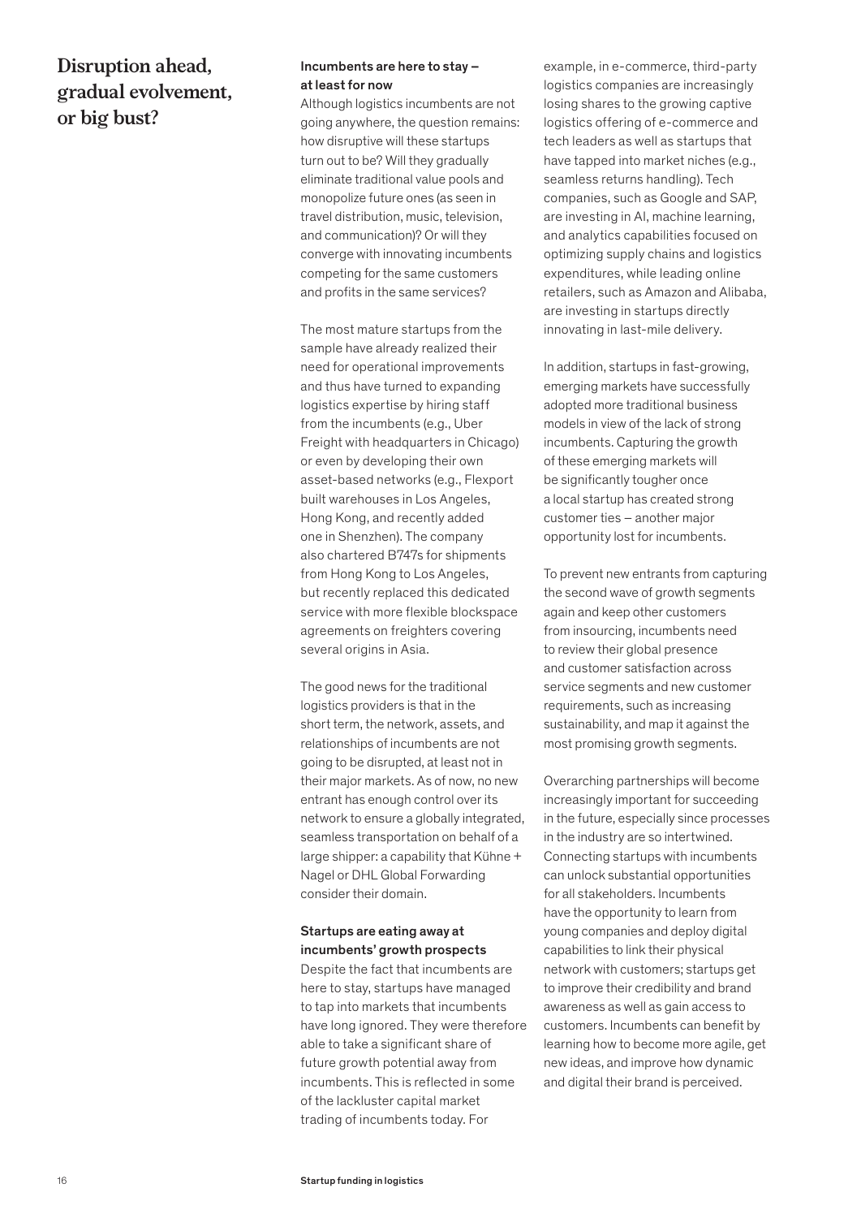# Disruption ahead, gradual evolvement, or big bust?

**Incumbents are here to stay – at least for now**

Although logistics incumbents are not going anywhere, the question remains: how disruptive will these startups turn out to be? Will they gradually eliminate traditional value pools and monopolize future ones (as seen in travel distribution, music, television, and communication)? Or will they converge with innovating incumbents competing for the same customers and profits in the same services?

The most mature startups from the sample have already realized their need for operational improvements and thus have turned to expanding logistics expertise by hiring staff from the incumbents (e.g., Uber Freight with headquarters in Chicago) or even by developing their own asset-based networks (e.g., Flexport built warehouses in Los Angeles, Hong Kong, and recently added one in Shenzhen). The company also chartered B747s for shipments from Hong Kong to Los Angeles, but recently replaced this dedicated service with more flexible blockspace agreements on freighters covering several origins in Asia.

The good news for the traditional logistics providers is that in the short term, the network, assets, and relationships of incumbents are not going to be disrupted, at least not in their major markets. As of now, no new entrant has enough control over its network to ensure a globally integrated, seamless transportation on behalf of a large shipper: a capability that Kühne + Nagel or DHL Global Forwarding consider their domain.

**Startups are eating away at incumbents' growth prospects**

Despite the fact that incumbents are here to stay, startups have managed to tap into markets that incumbents have long ignored. They were therefore able to take a significant share of future growth potential away from incumbents. This is reflected in some of the lackluster capital market trading of incumbents today. For example, in e-commerce, third-party logistics companies are increasingly losing shares to the growing captive logistics offering of e-commerce and tech leaders as well as startups that have tapped into market niches (e.g., seamless returns handling). Tech companies, such as Google and SAP, are investing in AI, machine learning, and analytics capabilities focused on optimizing supply chains and logistics expenditures, while leading online retailers, such as Amazon and Alibaba, are investing in startups directly innovating in last-mile delivery.

In addition, startups in fast-growing, emerging markets have successfully adopted more traditional business models in view of the lack of strong incumbents. Capturing the growth of these emerging markets will be significantly tougher once a local startup has created strong customer ties – another major opportunity lost for incumbents.

To prevent new entrants from capturing the second wave of growth segments again and keep other customers from insourcing, incumbents need to review their global presence and customer satisfaction across service segments and new customer requirements, such as increasing sustainability, and map it against the most promising growth segments.

Overarching partnerships will become increasingly important for succeeding in the future, especially since processes in the industry are so intertwined. Connecting startups with incumbents can unlock substantial opportunities for all stakeholders. Incumbents have the opportunity to learn from young companies and deploy digital capabilities to link their physical network with customers; startups get to improve their credibility and brand awareness as well as gain access to customers. Incumbents can benefit by learning how to become more agile, get new ideas, and improve how dynamic and digital their brand is perceived.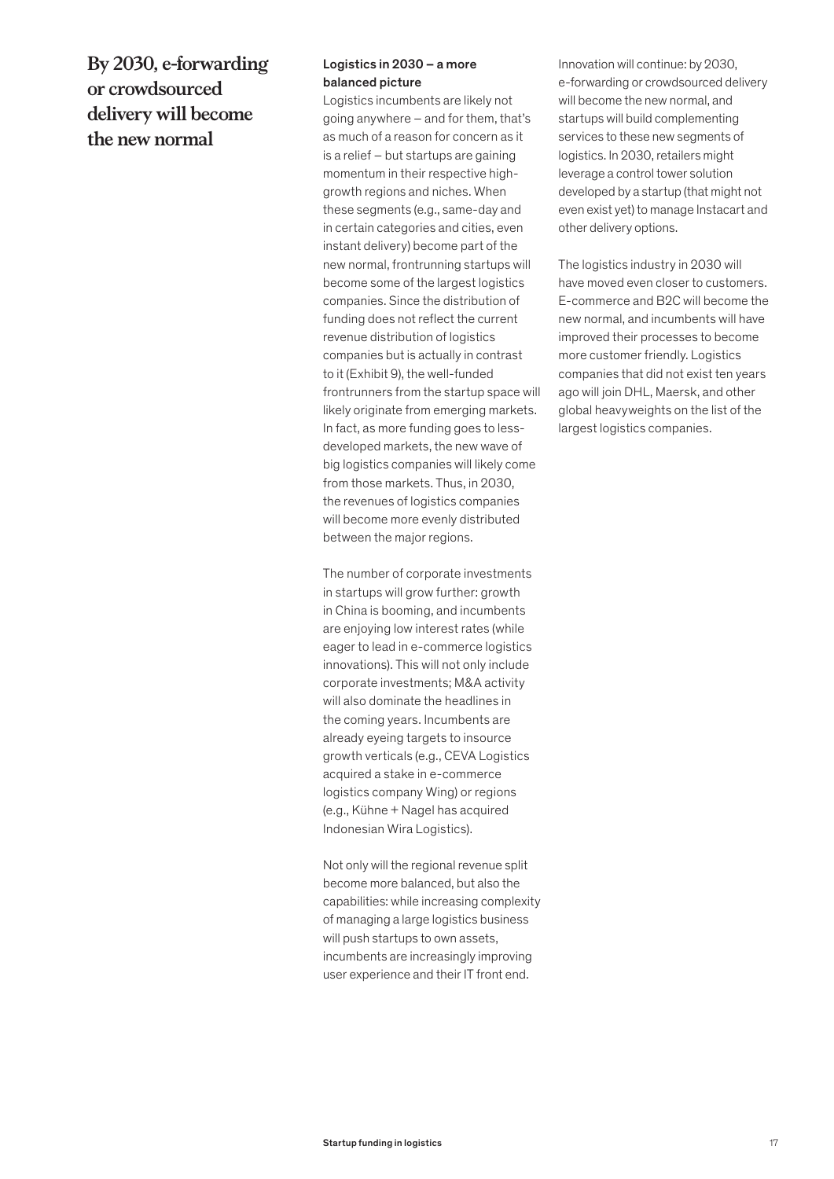# By 2030, e-forwarding or crowdsourced delivery will become the new normal

## Logistics in 2030 – a more balanced picture

Logistics incumbents are likely not going anywhere – and for them, that's as much of a reason for concern as it is a relief – but startups are gaining momentum in their respective high-growth regions and niches. When these segments (e.g., same-day and in certain categories and cities, even instant delivery) become part of the new normal, frontrunning startups will become some of the largest logistics companies. Since the distribution of funding does not reflect the current revenue distribution of logistics companies but is actually in contrast to it (Exhibit 9), the well-funded frontrunners from the startup space will likely originate from emerging markets. In fact, as more funding goes to less-developed markets, the new wave of big logistics companies will likely come from those markets. Thus, in 2030, the revenues of logistics companies will become more evenly distributed between the major regions.

The number of corporate investments in startups will grow further: growth in China is booming, and incumbents are enjoying low interest rates (while eager to lead in e-commerce logistics innovations). This will not only include corporate investments; M&A activity will also dominate the headlines in the coming years. Incumbents are already eyeing targets to insource growth verticals (e.g., CEVA Logistics acquired a stake in e-commerce logistics company Wing) or regions (e.g., Kühne + Nagel has acquired Indonesian Wira Logistics).

Not only will the regional revenue split become more balanced, but also the capabilities: while increasing complexity of managing a large logistics business will push startups to own assets, incumbents are increasingly improving user experience and their IT front end.

Innovation will continue: by 2030, e-forwarding or crowdsourced delivery will become the new normal, and startups will build complementing services to these new segments of logistics. In 2030, retailers might leverage a control tower solution developed by a startup (that might not even exist yet) to manage Instacart and other delivery options.

The logistics industry in 2030 will have moved even closer to customers. E-commerce and B2C will become the new normal, and incumbents will have improved their processes to become more customer friendly. Logistics companies that did not exist ten years ago will join DHL, Maersk, and other global heavyweights on the list of the largest logistics companies.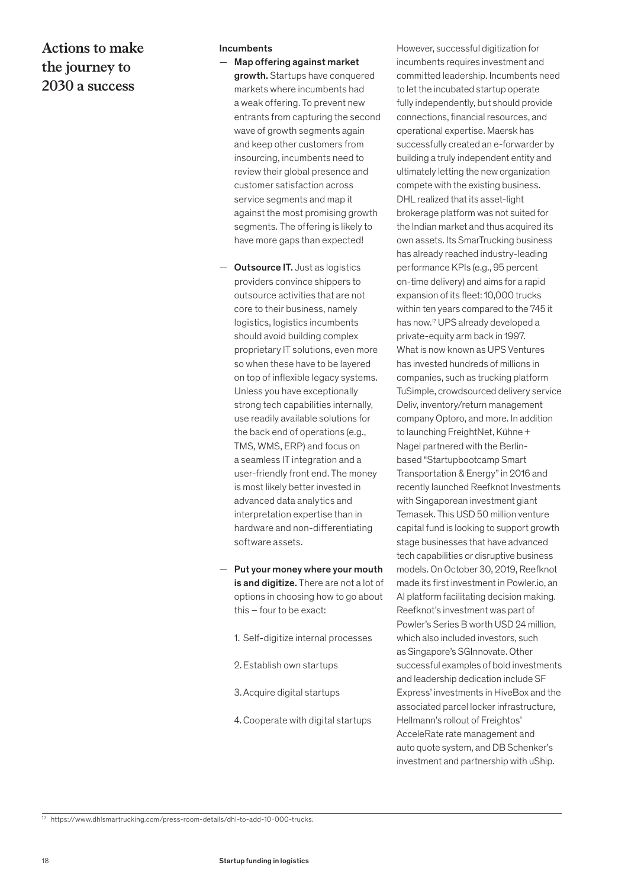## Actions to make the journey to 2030 a success

### Incumbents

- **Map offering against market growth.** Startups have conquered markets where incumbents had a weak offering. To prevent new entrants from capturing the second wave of growth segments again and keep other customers from insourcing, incumbents need to review their global presence and customer satisfaction across service segments and map it against the most promising growth segments. The offering is likely to have more gaps than expected!

- **Outsource IT.** Just as logistics providers convince shippers to outsource activities that are not core to their business, namely logistics, logistics incumbents should avoid building complex proprietary IT solutions, even more so when these have to be layered on top of inflexible legacy systems. Unless you have exceptionally strong tech capabilities internally, use readily available solutions for the back end of operations (e.g., TMS, WMS, ERP) and focus on a seamless IT integration and a user-friendly front end. The money is most likely better invested in advanced data analytics and interpretation expertise than in hardware and non-differentiating software assets.

- **Put your money where your mouth is and digitize.** There are not a lot of options in choosing how to go about this – four to be exact:

  1. Self-digitize internal processes
  2. Establish own startups
  3. Acquire digital startups
  4. Cooperate with digital startups

However, successful digitization for incumbents requires investment and committed leadership. Incumbents need to let the incubated startup operate fully independently, but should provide connections, financial resources, and operational expertise. Maersk has successfully created an e-forwarder by building a truly independent entity and ultimately letting the new organization compete with the existing business. DHL realized that its asset-light brokerage platform was not suited for the Indian market and thus acquired its own assets. Its SmarTrucking business has already reached industry-leading performance KPIs (e.g., 95 percent on-time delivery) and aims for a rapid expansion of its fleet: 10,000 trucks within ten years compared to the 745 it has now.[17] UPS already developed a private-equity arm back in 1997. What is now known as UPS Ventures has invested hundreds of millions in companies, such as trucking platform TuSimple, crowdsourced delivery service Deliv, inventory/return management company Optoro, and more. In addition to launching FreightNet, Kühne + Nagel partnered with the Berlin-based "Startupbootcamp Smart Transportation & Energy" in 2016 and recently launched Reefknot Investments with Singaporean investment giant Temasek. This USD 50 million venture capital fund is looking to support growth stage businesses that have advanced tech capabilities or disruptive business models. On October 30, 2019, Reefknot made its first investment in Powler.io, an AI platform facilitating decision making. Reefknot's investment was part of Powler's Series B worth USD 24 million, which also included investors, such as Singapore's SGInnovate. Other successful examples of bold investments and leadership dedication include SF Express' investments in HiveBox and the associated parcel locker infrastructure, Hellmann's rollout of Freightos' AcceleRate rate management and auto quote system, and DB Schenker's investment and partnership with uShip.

[17] https://www.dhlsmartrucking.com/press-room-details/dhl-to-add-10-000-trucks.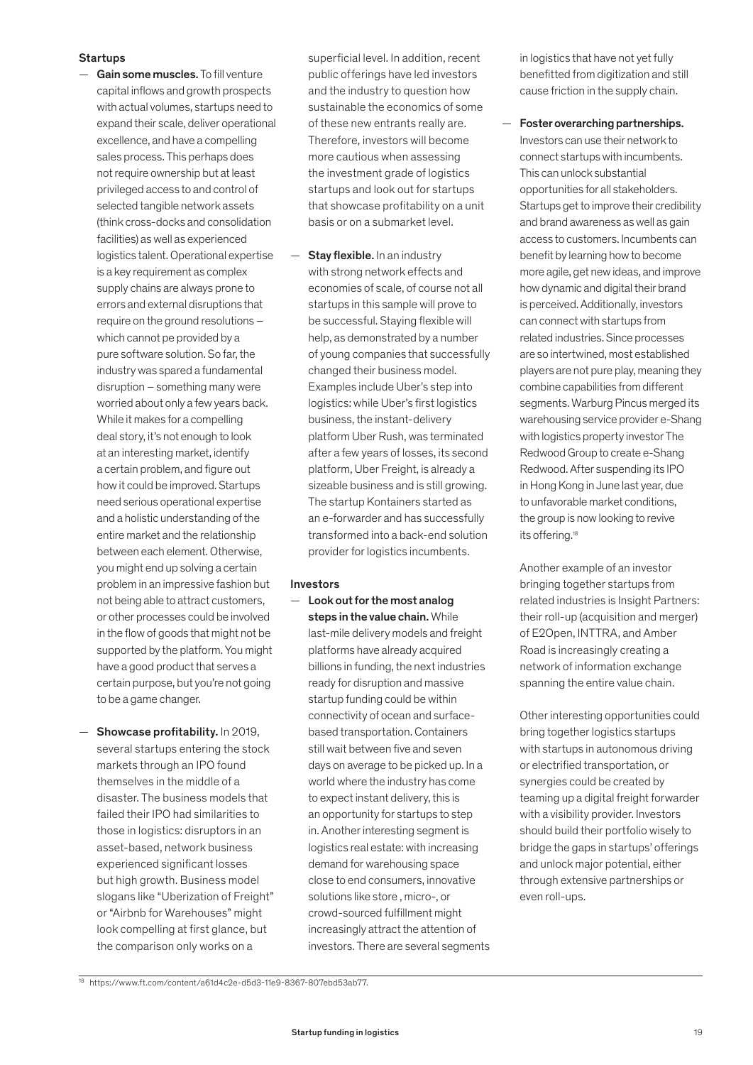### Startups

- **Gain some muscles.** To fill venture capital inflows and growth prospects with actual volumes, startups need to expand their scale, deliver operational excellence, and have a compelling sales process. This perhaps does not require ownership but at least privileged access to and control of selected tangible network assets (think cross-docks and consolidation facilities) as well as experienced logistics talent. Operational expertise is a key requirement as complex supply chains are always prone to errors and external disruptions that require on the ground resolutions – which cannot pe provided by a pure software solution. So far, the industry was spared a fundamental disruption – something many were worried about only a few years back. While it makes for a compelling deal story, it's not enough to look at an interesting market, identify a certain problem, and figure out how it could be improved. Startups need serious operational expertise and a holistic understanding of the entire market and the relationship between each element. Otherwise, you might end up solving a certain problem in an impressive fashion but not being able to attract customers, or other processes could be involved in the flow of goods that might not be supported by the platform. You might have a good product that serves a certain purpose, but you're not going to be a game changer.

- **Showcase profitability.** In 2019, several startups entering the stock markets through an IPO found themselves in the middle of a disaster. The business models that failed their IPO had similarities to those in logistics: disruptors in an asset-based, network business experienced significant losses but high growth. Business model slogans like "Uberization of Freight" or "Airbnb for Warehouses" might look compelling at first glance, but the comparison only works on a superficial level. In addition, recent public offerings have led investors and the industry to question how sustainable the economics of some of these new entrants really are. Therefore, investors will become more cautious when assessing the investment grade of logistics startups and look out for startups that showcase profitability on a unit basis or on a submarket level.

- **Stay flexible.** In an industry with strong network effects and economies of scale, of course not all startups in this sample will prove to be successful. Staying flexible will help, as demonstrated by a number of young companies that successfully changed their business model. Examples include Uber's step into logistics: while Uber's first logistics business, the instant-delivery platform Uber Rush, was terminated after a few years of losses, its second platform, Uber Freight, is already a sizeable business and is still growing. The startup Kontainers started as an e-forwarder and has successfully transformed into a back-end solution provider for logistics incumbents.

### Investors

- **Look out for the most analog steps in the value chain.** While last-mile delivery models and freight platforms have already acquired billions in funding, the next industries ready for disruption and massive startup funding could be within connectivity of ocean and surface-based transportation. Containers still wait between five and seven days on average to be picked up. In a world where the industry has come to expect instant delivery, this is an opportunity for startups to step in. Another interesting segment is logistics real estate: with increasing demand for warehousing space close to end consumers, innovative solutions like store , micro-, or crowd-sourced fulfillment might increasingly attract the attention of investors. There are several segments in logistics that have not yet fully benefitted from digitization and still cause friction in the supply chain.

- **Foster overarching partnerships.** Investors can use their network to connect startups with incumbents. This can unlock substantial opportunities for all stakeholders. Startups get to improve their credibility and brand awareness as well as gain access to customers. Incumbents can benefit by learning how to become more agile, get new ideas, and improve how dynamic and digital their brand is perceived. Additionally, investors can connect with startups from related industries. Since processes are so intertwined, most established players are not pure play, meaning they combine capabilities from different segments. Warburg Pincus merged its warehousing service provider e-Shang with logistics property investor The Redwood Group to create e-Shang Redwood. After suspending its IPO in Hong Kong in June last year, due to unfavorable market conditions, the group is now looking to revive its offering.[18]

  Another example of an investor bringing together startups from related industries is Insight Partners: their roll-up (acquisition and merger) of E2Open, INTTRA, and Amber Road is increasingly creating a network of information exchange spanning the entire value chain.

  Other interesting opportunities could bring together logistics startups with startups in autonomous driving or electrified transportation, or synergies could be created by teaming up a digital freight forwarder with a visibility provider. Investors should build their portfolio wisely to bridge the gaps in startups' offerings and unlock major potential, either through extensive partnerships or even roll-ups.

[18] https://www.ft.com/content/a61d4c2e-d5d3-11e9-8367-807ebd53ab77.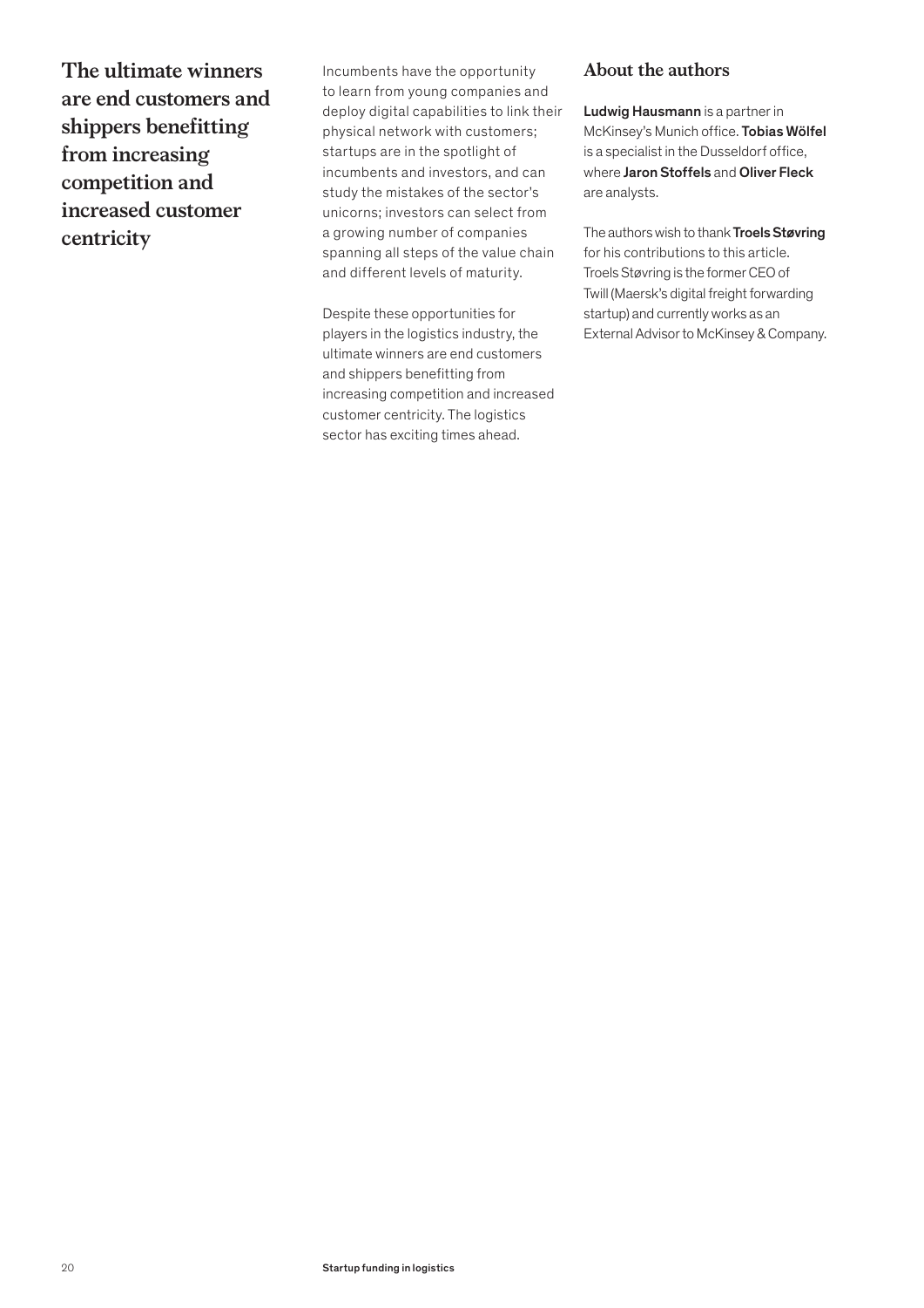**The ultimate winners are end customers and shippers benefitting from increasing competition and increased customer centricity**

Incumbents have the opportunity to learn from young companies and deploy digital capabilities to link their physical network with customers; startups are in the spotlight of incumbents and investors, and can study the mistakes of the sector's unicorns; investors can select from a growing number of companies spanning all steps of the value chain and different levels of maturity.

Despite these opportunities for players in the logistics industry, the ultimate winners are end customers and shippers benefitting from increasing competition and increased customer centricity. The logistics sector has exciting times ahead.

## About the authors

**Ludwig Hausmann** is a partner in McKinsey's Munich office. **Tobias Wölfel** is a specialist in the Dusseldorf office, where **Jaron Stoffels** and **Oliver Fleck** are analysts.

The authors wish to thank **Troels Støvring** for his contributions to this article. Troels Støvring is the former CEO of Twill (Maersk's digital freight forwarding startup) and currently works as an External Advisor to McKinsey & Company.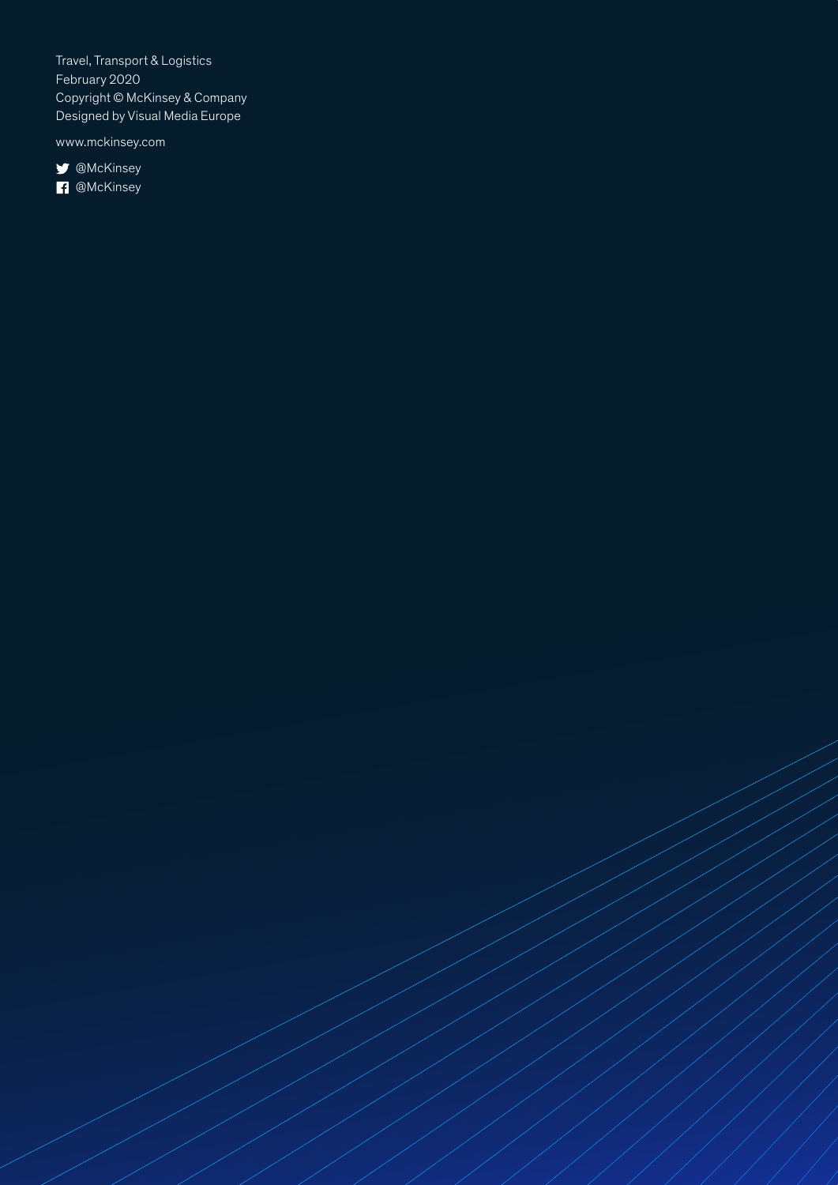Travel, Transport & Logistics
February 2020
Copyright © McKinsey & Company
Designed by Visual Media Europe

www.mckinsey.com

@McKinsey
@McKinsey